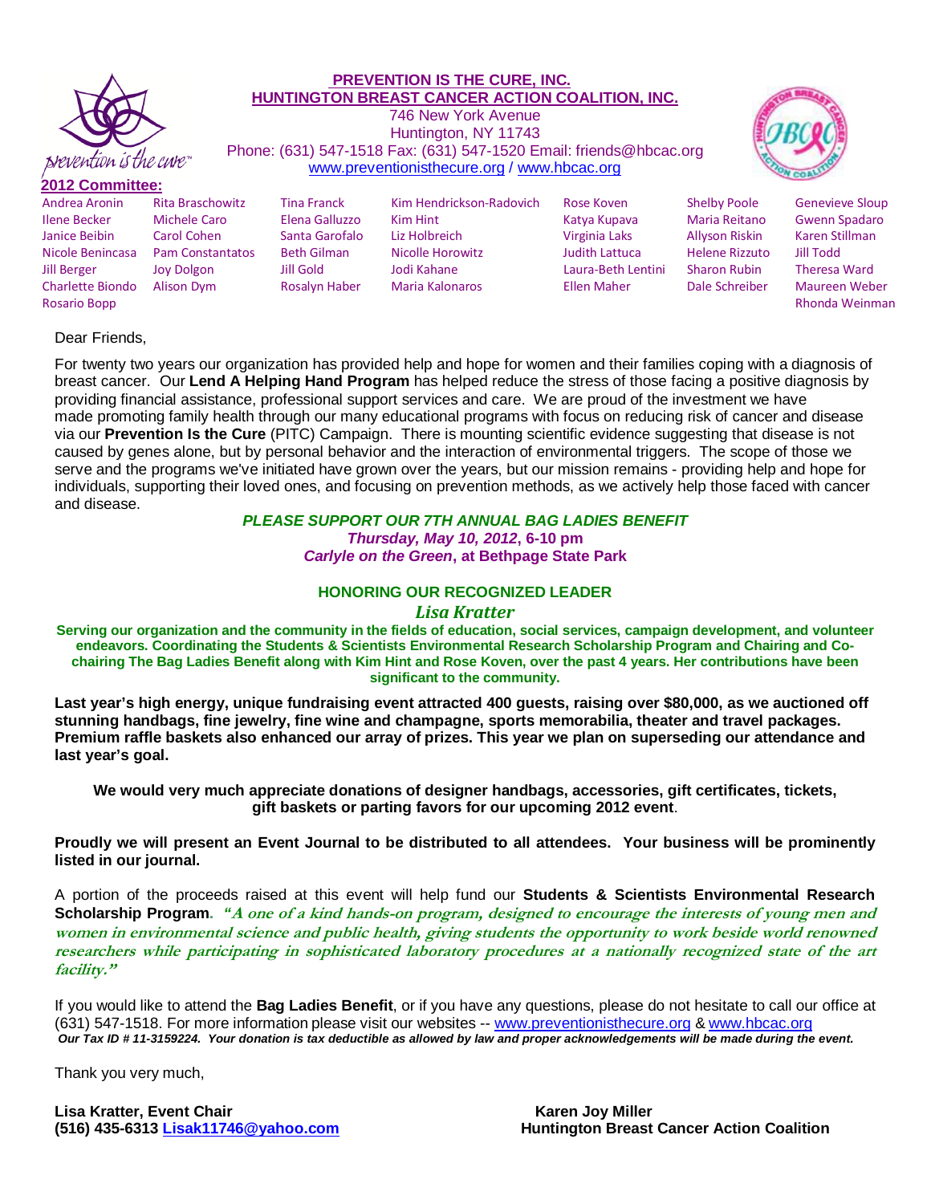**PREVENTION IS THE CURE, INC.**
**HUNTINGTON BREAST CANCER ACTION COALITION, INC.**
746 New York Avenue
Huntington, NY 11743
Phone: (631) 547-1518 Fax: (631) 547-1520 Email: friends@hbcac.org
www.preventionisthecure.org / www.hbcac.org

**2012 Committee:**

Andrea Aronin, Ilene Becker, Janice Beibin, Nicole Benincasa, Jill Berger, Charlette Biondo, Rosario Bopp, Rita Braschowitz, Michele Caro, Carol Cohen, Pam Constantatos, Joy Dolgon, Alison Dym, Tina Franck, Elena Galluzzo, Santa Garofalo, Beth Gilman, Jill Gold, Rosalyn Haber, Kim Hendrickson-Radovich, Kim Hint, Liz Holbreich, Nicolle Horowitz, Jodi Kahane, Maria Kalonaros, Rose Koven, Katya Kupava, Virginia Laks, Judith Lattuca, Laura-Beth Lentini, Ellen Maher, Shelby Poole, Maria Reitano, Allyson Riskin, Helene Rizzuto, Sharon Rubin, Dale Schreiber, Genevieve Sloup, Gwenn Spadaro, Karen Stillman, Jill Todd, Theresa Ward, Maureen Weber, Rhonda Weinman

Dear Friends,

For twenty two years our organization has provided help and hope for women and their families coping with a diagnosis of breast cancer. Our **Lend A Helping Hand Program** has helped reduce the stress of those facing a positive diagnosis by providing financial assistance, professional support services and care. We are proud of the investment we have made promoting family health through our many educational programs with focus on reducing risk of cancer and disease via our **Prevention Is the Cure** (PITC) Campaign. There is mounting scientific evidence suggesting that disease is not caused by genes alone, but by personal behavior and the interaction of environmental triggers. The scope of those we serve and the programs we've initiated have grown over the years, but our mission remains - providing help and hope for individuals, supporting their loved ones, and focusing on prevention methods, as we actively help those faced with cancer and disease.

***PLEASE SUPPORT OUR 7TH ANNUAL BAG LADIES BENEFIT***
***Thursday, May 10, 2012*, 6-10 pm**
***Carlyle on the Green*, at Bethpage State Park**

**HONORING OUR RECOGNIZED LEADER**

***Lisa Kratter***

**Serving our organization and the community in the fields of education, social services, campaign development, and volunteer endeavors. Coordinating the Students & Scientists Environmental Research Scholarship Program and Chairing and Co-chairing The Bag Ladies Benefit along with Kim Hint and Rose Koven, over the past 4 years. Her contributions have been significant to the community.**

**Last year's high energy, unique fundraising event attracted 400 guests, raising over $80,000, as we auctioned off stunning handbags, fine jewelry, fine wine and champagne, sports memorabilia, theater and travel packages. Premium raffle baskets also enhanced our array of prizes. This year we plan on superseding our attendance and last year's goal.**

**We would very much appreciate donations of designer handbags, accessories, gift certificates, tickets, gift baskets or parting favors for our upcoming 2012 event**.

**Proudly we will present an Event Journal to be distributed to all attendees. Your business will be prominently listed in our journal.**

A portion of the proceeds raised at this event will help fund our **Students & Scientists Environmental Research Scholarship Program**. ***"A one of a kind hands-on program, designed to encourage the interests of young men and women in environmental science and public health, giving students the opportunity to work beside world renowned researchers while participating in sophisticated laboratory procedures at a nationally recognized state of the art facility."***

If you would like to attend the **Bag Ladies Benefit**, or if you have any questions, please do not hesitate to call our office at (631) 547-1518. For more information please visit our websites -- www.preventionisthecure.org & www.hbcac.org

***Our Tax ID # 11-3159224. Your donation is tax deductible as allowed by law and proper acknowledgements will be made during the event.***

Thank you very much,

**Lisa Kratter, Event Chair**
**(516) 435-6313 Lisak11746@yahoo.com**

**Karen Joy Miller**
**Huntington Breast Cancer Action Coalition**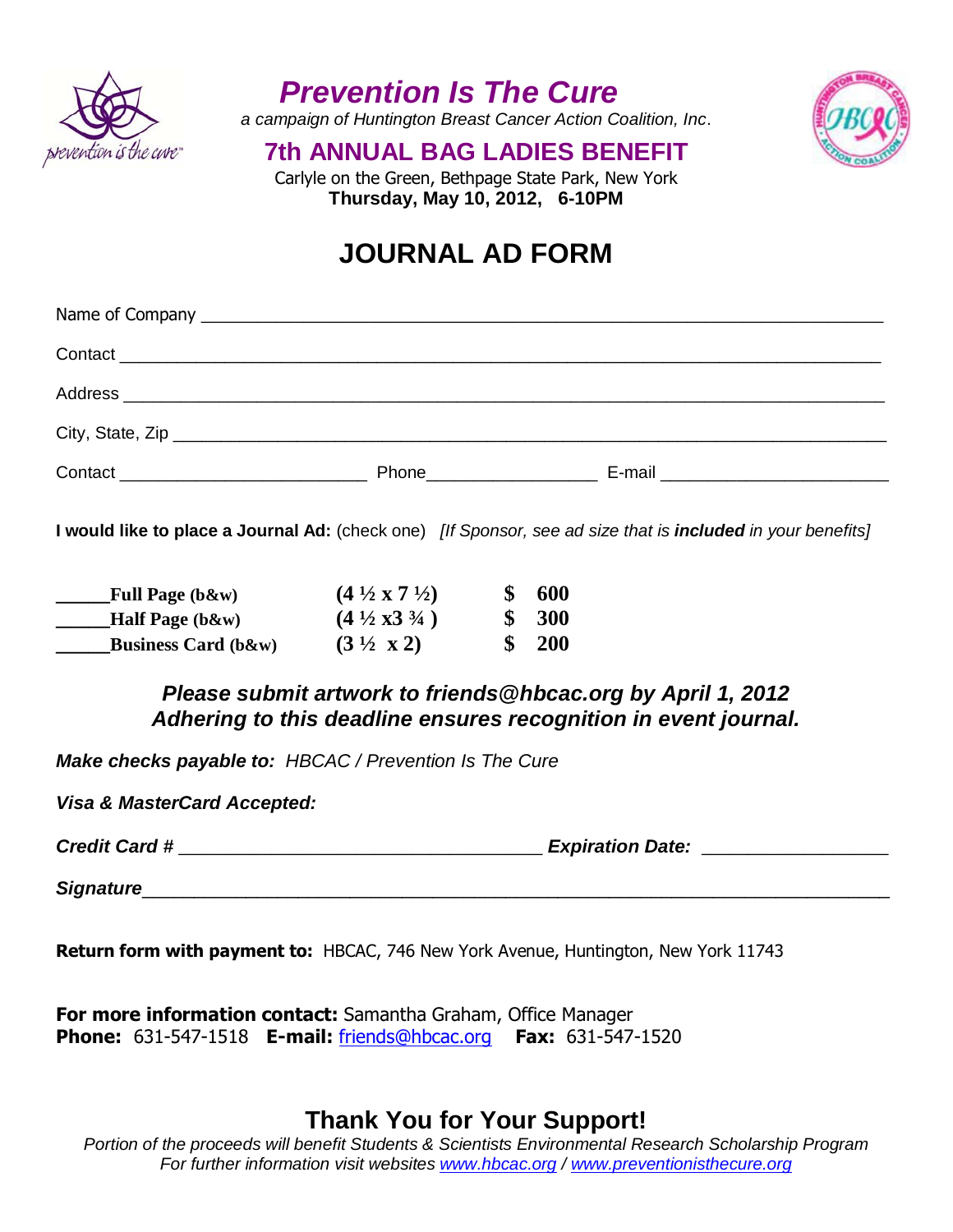# *Prevention Is The Cure*

*a campaign of Huntington Breast Cancer Action Coalition, Inc.*

## 7th ANNUAL BAG LADIES BENEFIT

Carlyle on the Green, Bethpage State Park, New York
**Thursday, May 10, 2012, 6-10PM**

# JOURNAL AD FORM

Name of Company ______________________________________________________________________

Contact ______________________________________________________________________

Address ______________________________________________________________________

City, State, Zip ______________________________________________________________________

Contact __________________________ Phone_________________ E-mail ______________________

**I would like to place a Journal Ad:** (check one) *[If Sponsor, see ad size that is **included** in your benefits]*

| | | |
|---|---|---|
| _____**Full Page (b&w)** | **(4 ½ x 7 ½)** | **$ 600** |
| _____**Half Page (b&w)** | **(4 ½ x3 ¾ )** | **$ 300** |
| _____**Business Card (b&w)** | **(3 ½ x 2)** | **$ 200** |

***Please submit artwork to friends@hbcac.org by April 1, 2012***
***Adhering to this deadline ensures recognition in event journal.***

***Make checks payable to:*** *HBCAC / Prevention Is The Cure*

***Visa & MasterCard Accepted:***

***Credit Card #*** ____________________________________ ***Expiration Date:*** __________________

***Signature***______________________________________________________________________

**Return form with payment to:** HBCAC, 746 New York Avenue, Huntington, New York 11743

**For more information contact:** Samantha Graham, Office Manager
**Phone:** 631-547-1518 **E-mail:** friends@hbcac.org **Fax:** 631-547-1520

## Thank You for Your Support!

*Portion of the proceeds will benefit Students & Scientists Environmental Research Scholarship Program*
*For further information visit websites www.hbcac.org / www.preventionisthecure.org*